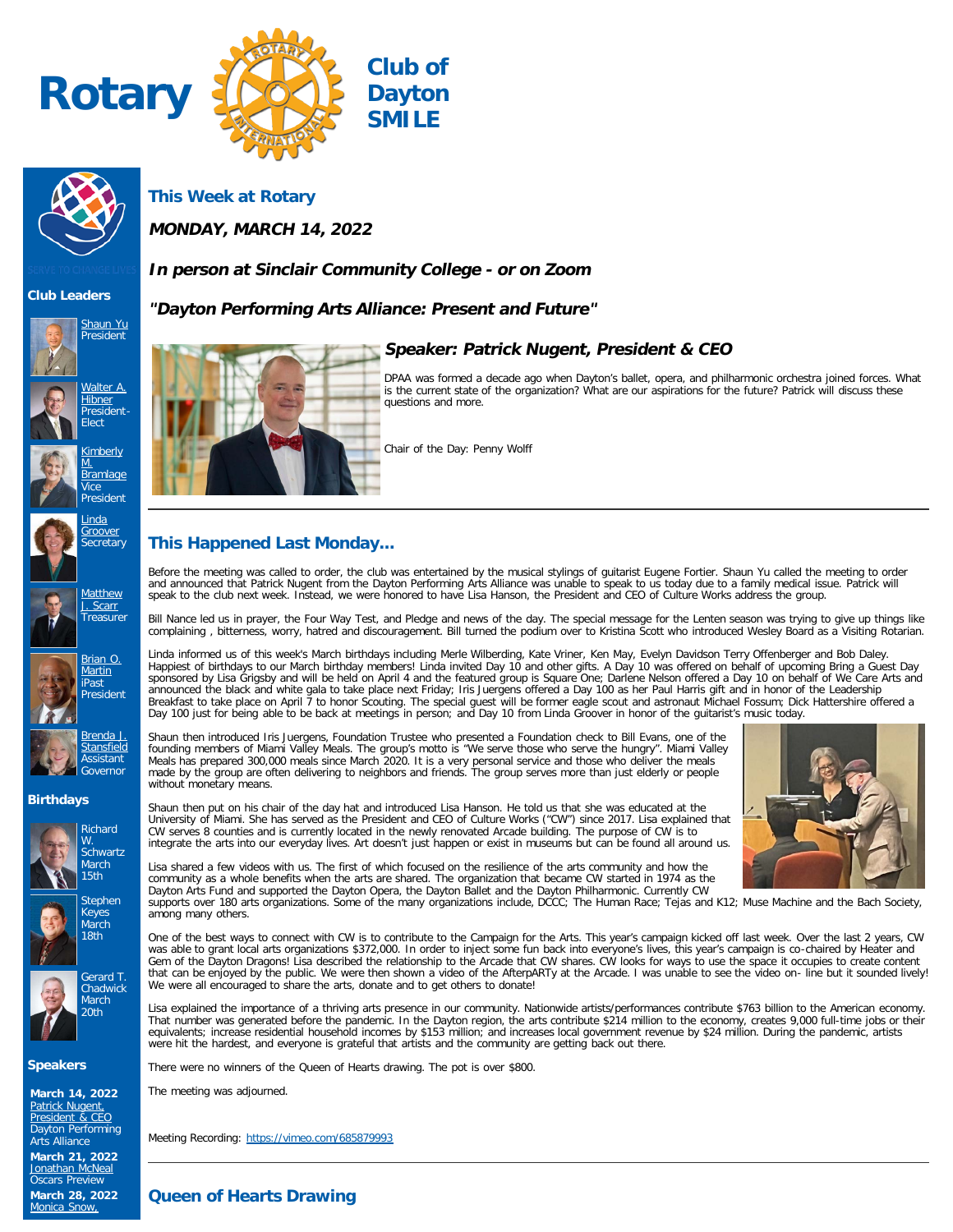# Rotary Club of Dayton SMILE

SERVE TO CHANGE LIVES

## This Week at Rotary

***MONDAY, MARCH 14, 2022***

***In person at Sinclair Community College - or on Zoom***

***"Dayton Performing Arts Alliance: Present and Future"***

### *Speaker: Patrick Nugent, President & CEO*

DPAA was formed a decade ago when Dayton's ballet, opera, and philharmonic orchestra joined forces. What is the current state of the organization? What are our aspirations for the future? Patrick will discuss these questions and more.

Chair of the Day: Penny Wolff

## This Happened Last Monday...

Before the meeting was called to order, the club was entertained by the musical stylings of guitarist Eugene Fortier. Shaun Yu called the meeting to order and announced that Patrick Nugent from the Dayton Performing Arts Alliance was unable to speak to us today due to a family medical issue. Patrick will speak to the club next week. Instead, we were honored to have Lisa Hanson, the President and CEO of Culture Works address the group.

Bill Nance led us in prayer, the Four Way Test, and Pledge and news of the day. The special message for the Lenten season was trying to give up things like complaining , bitterness, worry, hatred and discouragement. Bill turned the podium over to Kristina Scott who introduced Wesley Board as a Visiting Rotarian.

Linda informed us of this week's March birthdays including Merle Wilberding, Kate Vriner, Ken May, Evelyn Davidson Terry Offenberger and Bob Daley. Happiest of birthdays to our March birthday members! Linda invited Day 10 and other gifts. A Day 10 was offered on behalf of upcoming Bring a Guest Day sponsored by Lisa Grigsby and will be held on April 4 and the featured group is Square One; Darlene Nelson offered a Day 10 on behalf of We Care Arts and announced the black and white gala to take place next Friday; Iris Juergens offered a Day 100 as her Paul Harris gift and in honor of the Leadership Breakfast to take place on April 7 to honor Scouting. The special guest will be former eagle scout and astronaut Michael Fossum; Dick Hattershire offered a Day 100 just for being able to be back at meetings in person; and Day 10 from Linda Groover in honor of the guitarist's music today.

Shaun then introduced Iris Juergens, Foundation Trustee who presented a Foundation check to Bill Evans, one of the founding members of Miami Valley Meals. The group's motto is "We serve those who serve the hungry". Miami Valley Meals has prepared 300,000 meals since March 2020. It is a very personal service and those who deliver the meals made by the group are often delivering to neighbors and friends. The group serves more than just elderly or people without monetary means.

Shaun then put on his chair of the day hat and introduced Lisa Hanson. He told us that she was educated at the University of Miami. She has served as the President and CEO of Culture Works ("CW") since 2017. Lisa explained that CW serves 8 counties and is currently located in the newly renovated Arcade building. The purpose of CW is to integrate the arts into our everyday lives. Art doesn't just happen or exist in museums but can be found all around us.

Lisa shared a few videos with us. The first of which focused on the resilience of the arts community and how the community as a whole benefits when the arts are shared. The organization that became CW started in 1974 as the Dayton Arts Fund and supported the Dayton Opera, the Dayton Ballet and the Dayton Philharmonic. Currently CW supports over 180 arts organizations. Some of the many organizations include, DCCC; The Human Race; Tejas and K12; Muse Machine and the Bach Society, among many others.

One of the best ways to connect with CW is to contribute to the Campaign for the Arts. This year's campaign kicked off last week. Over the last 2 years, CW was able to grant local arts organizations $372,000. In order to inject some fun back into everyone's lives, this year's campaign is co-chaired by Heater and Gem of the Dayton Dragons! Lisa described the relationship to the Arcade that CW shares. CW looks for ways to use the space it occupies to create content that can be enjoyed by the public. We were then shown a video of the AfterpARTy at the Arcade. I was unable to see the video on- line but it sounded lively! We were all encouraged to share the arts, donate and to get others to donate!

Lisa explained the importance of a thriving arts presence in our community. Nationwide artists/performances contribute $763 billion to the American economy. That number was generated before the pandemic. In the Dayton region, the arts contribute $214 million to the economy, creates 9,000 full-time jobs or their equivalents; increase residential household incomes by $153 million; and increases local government revenue by $24 million. During the pandemic, artists were hit the hardest, and everyone is grateful that artists and the community are getting back out there.

There were no winners of the Queen of Hearts drawing. The pot is over $800.

The meeting was adjourned.

Meeting Recording: https://vimeo.com/685879993

## Queen of Hearts Drawing

---

### Club Leaders

- Shaun Yu, President
- Walter A. Hibner, President-Elect
- Kimberly M. Bramlage, Vice President
- Linda Groover, Secretary
- Matthew J. Scarr, Treasurer
- Brian O. Martin, iPast President
- Brenda J. Stansfield, Assistant Governor

### Birthdays

- Richard W. Schwartz, March 15th
- Stephen Keyes, March 18th
- Gerard T. Chadwick, March 20th

### Speakers

**March 14, 2022**
Patrick Nugent, President & CEO
Dayton Performing Arts Alliance

**March 21, 2022**
Jonathan McNeal
Oscars Preview

**March 28, 2022**
Monica Snow,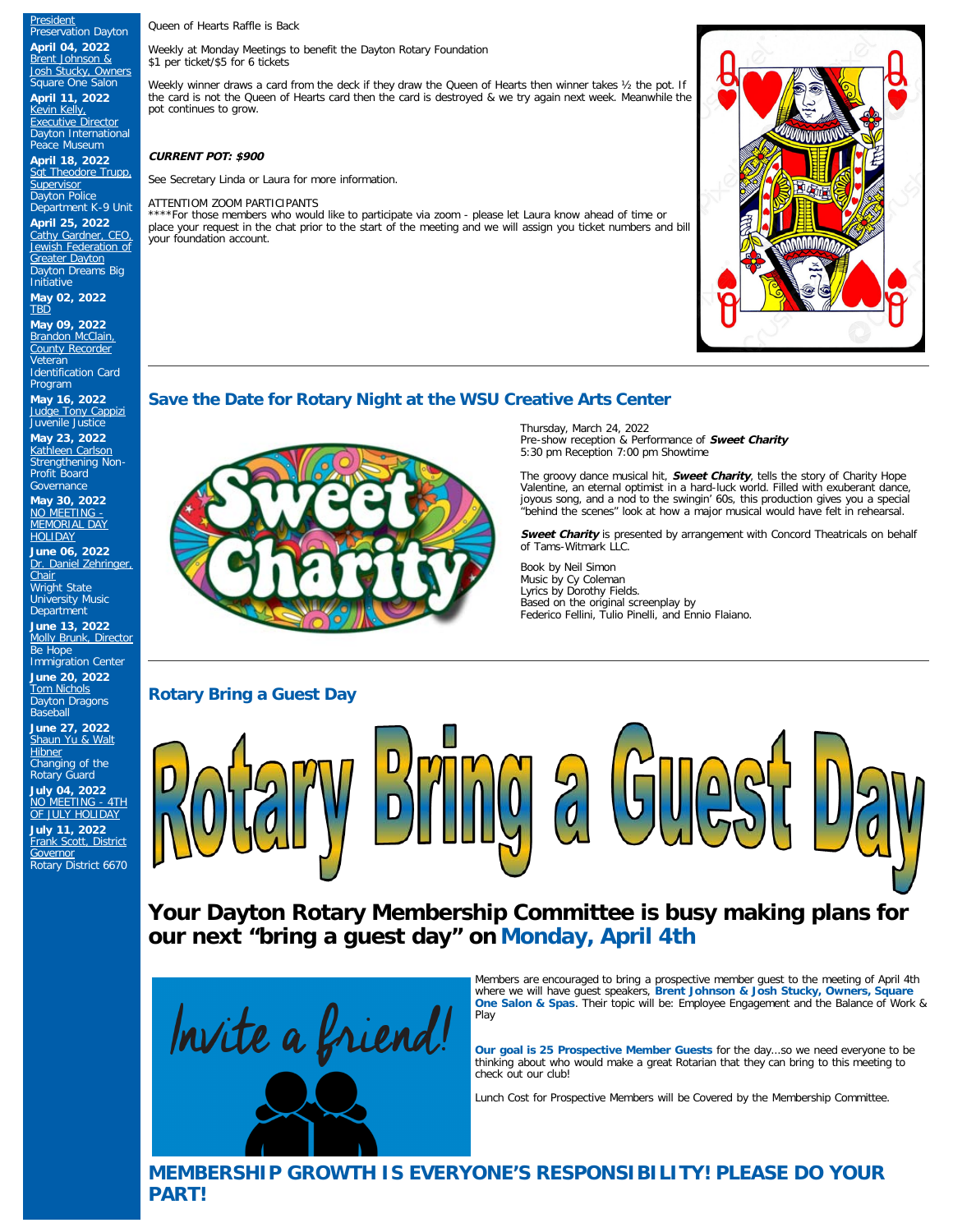President
Preservation Dayton

**April 04, 2022**
Brent Johnson & Josh Stucky, Owners
Square One Salon

**April 11, 2022**
Kevin Kelly, Executive Director
Dayton International Peace Museum

**April 18, 2022**
Sgt Theodore Trupp, Supervisor
Dayton Police Department K-9 Unit

**April 25, 2022**
Cathy Gardner, CEO, Jewish Federation of Greater Dayton
Dayton Dreams Big Initiative

**May 02, 2022**
TBD

**May 09, 2022**
Brandon McClain, County Recorder
Veteran Identification Card Program

**May 16, 2022**
Judge Tony Cappizi
Juvenile Justice

**May 23, 2022**
Kathleen Carlson
Strengthening Non-Profit Board Governance

**May 30, 2022**
NO MEETING - MEMORIAL DAY HOLIDAY

**June 06, 2022**
Dr. Daniel Zehringer, Chair
Wright State University Music Department

**June 13, 2022**
Molly Brunk, Director
Be Hope Immigration Center

**June 20, 2022**
Tom Nichols
Dayton Dragons Baseball

**June 27, 2022**
Shaun Yu & Walt Hibner
Changing of the Rotary Guard

**July 04, 2022**
NO MEETING - 4TH OF JULY HOLIDAY

**July 11, 2022**
Frank Scott, District Governor
Rotary District 6670

Queen of Hearts Raffle is Back

Weekly at Monday Meetings to benefit the Dayton Rotary Foundation
$1 per ticket/$5 for 6 tickets

Weekly winner draws a card from the deck if they draw the Queen of Hearts then winner takes ½ the pot. If the card is not the Queen of Hearts card then the card is destroyed & we try again next week. Meanwhile the pot continues to grow.

***CURRENT POT: $900***

See Secretary Linda or Laura for more information.

ATTENTIOM ZOOM PARTICIPANTS
****For those members who would like to participate via zoom - please let Laura know ahead of time or place your request in the chat prior to the start of the meeting and we will assign you ticket numbers and bill your foundation account.

## Save the Date for Rotary Night at the WSU Creative Arts Center

Thursday, March 24, 2022
Pre-show reception & Performance of ***Sweet Charity***
5:30 pm Reception 7:00 pm Showtime

The groovy dance musical hit, ***Sweet Charity***, tells the story of Charity Hope Valentine, an eternal optimist in a hard-luck world. Filled with exuberant dance, joyous song, and a nod to the swingin' 60s, this production gives you a special "behind the scenes" look at how a major musical would have felt in rehearsal.

***Sweet Charity*** is presented by arrangement with Concord Theatricals on behalf of Tams-Witmark LLC.

Book by Neil Simon
Music by Cy Coleman
Lyrics by Dorothy Fields.
Based on the original screenplay by
Federico Fellini, Tulio Pinelli, and Ennio Flaiano.

## Rotary Bring a Guest Day

# Your Dayton Rotary Membership Committee is busy making plans for our next "bring a guest day" on Monday, April 4th

Members are encouraged to bring a prospective member guest to the meeting of April 4th where we will have guest speakers, **Brent Johnson & Josh Stucky, Owners, Square One Salon & Spas**. Their topic will be: Employee Engagement and the Balance of Work & Play

**Our goal is 25 Prospective Member Guests** for the day...so we need everyone to be thinking about who would make a great Rotarian that they can bring to this meeting to check out our club!

Lunch Cost for Prospective Members will be Covered by the Membership Committee.

## MEMBERSHIP GROWTH IS EVERYONE'S RESPONSIBILITY! PLEASE DO YOUR PART!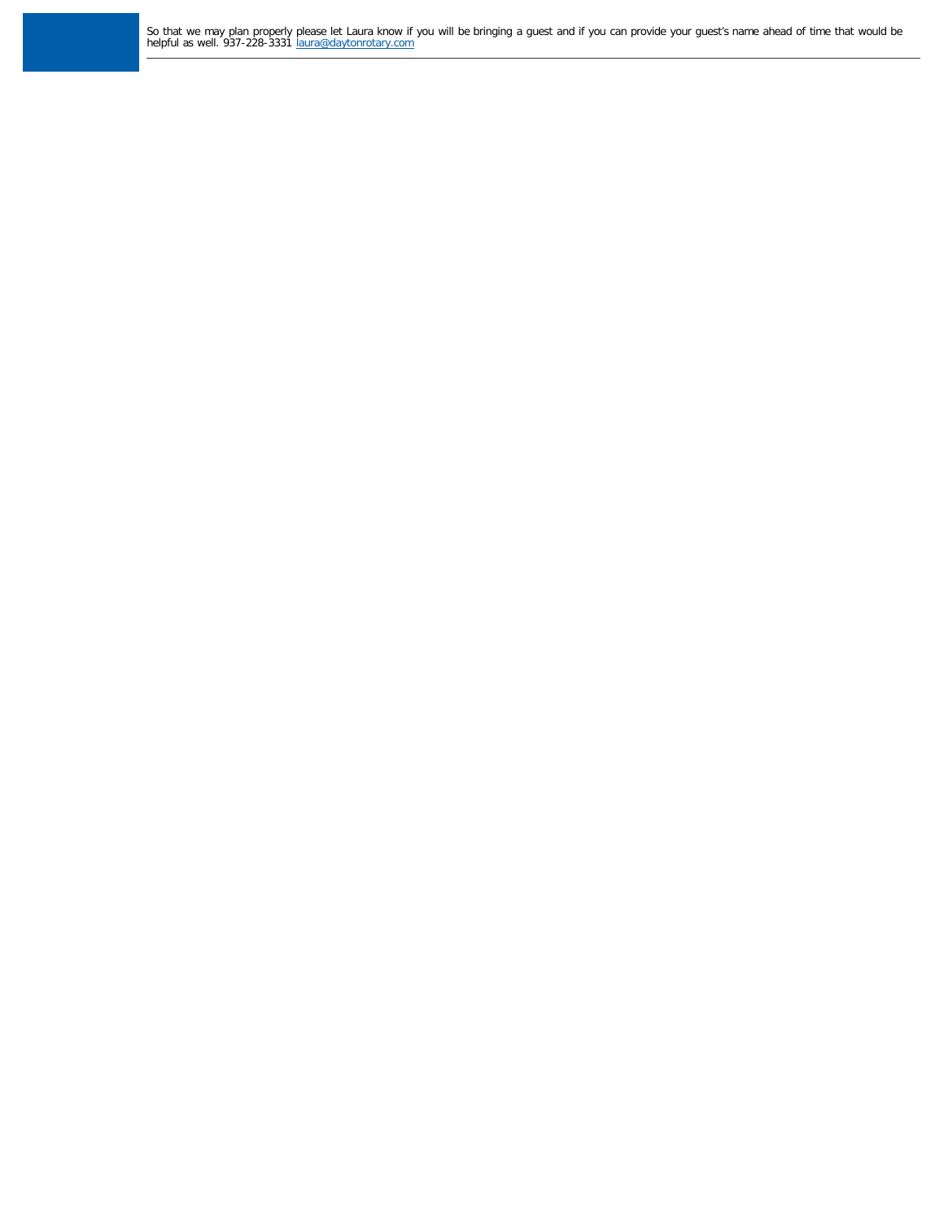So that we may plan properly please let Laura know if you will be bringing a guest and if you can provide your guest's name ahead of time that would be helpful as well. 937-228-3331 [laura@daytonrotary.com](mailto:laura@daytonrotary.com)

---